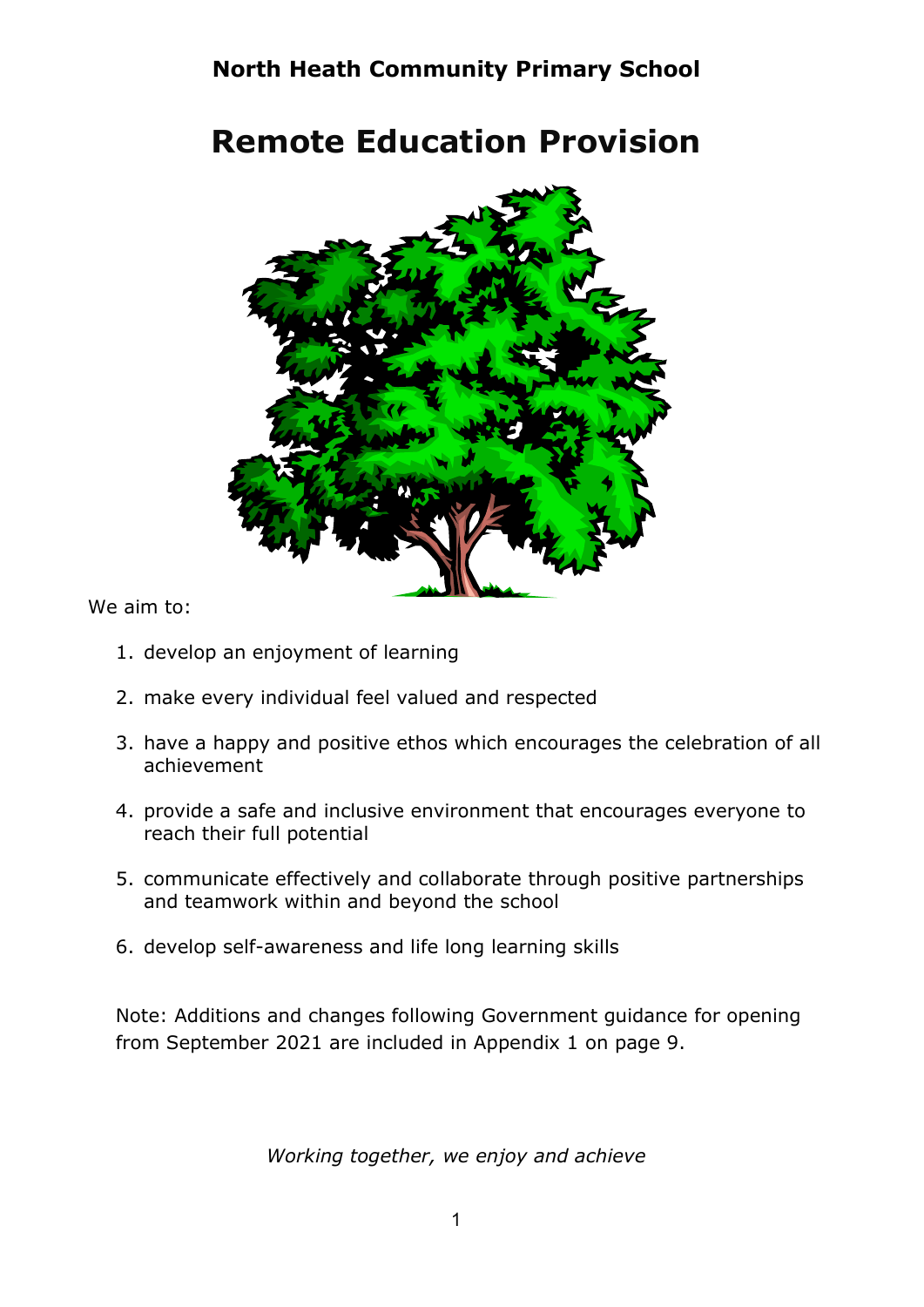**North Heath Community Primary School**

# Remote Education Provision

We aim to:

1. develop an enjoyment of learning
2. make every individual feel valued and respected
3. have a happy and positive ethos which encourages the celebration of all achievement
4. provide a safe and inclusive environment that encourages everyone to reach their full potential
5. communicate effectively and collaborate through positive partnerships and teamwork within and beyond the school
6. develop self-awareness and life long learning skills

Note: Additions and changes following Government guidance for opening from September 2021 are included in Appendix 1 on page 9.

*Working together, we enjoy and achieve*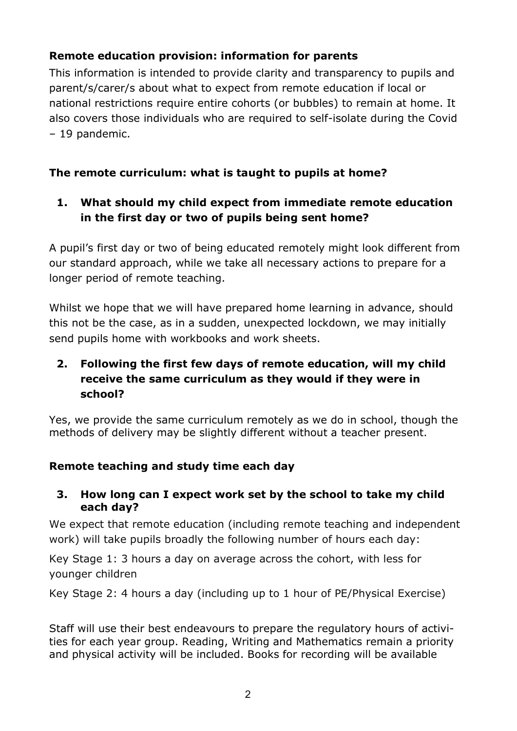**Remote education provision: information for parents**

This information is intended to provide clarity and transparency to pupils and parent/s/carer/s about what to expect from remote education if local or national restrictions require entire cohorts (or bubbles) to remain at home. It also covers those individuals who are required to self-isolate during the Covid – 19 pandemic.

**The remote curriculum: what is taught to pupils at home?**

1. **What should my child expect from immediate remote education in the first day or two of pupils being sent home?**

A pupil's first day or two of being educated remotely might look different from our standard approach, while we take all necessary actions to prepare for a longer period of remote teaching.

Whilst we hope that we will have prepared home learning in advance, should this not be the case, as in a sudden, unexpected lockdown, we may initially send pupils home with workbooks and work sheets.

2. **Following the first few days of remote education, will my child receive the same curriculum as they would if they were in school?**

Yes, we provide the same curriculum remotely as we do in school, though the methods of delivery may be slightly different without a teacher present.

**Remote teaching and study time each day**

3. **How long can I expect work set by the school to take my child each day?**

We expect that remote education (including remote teaching and independent work) will take pupils broadly the following number of hours each day:

Key Stage 1: 3 hours a day on average across the cohort, with less for younger children

Key Stage 2: 4 hours a day (including up to 1 hour of PE/Physical Exercise)

Staff will use their best endeavours to prepare the regulatory hours of activities for each year group. Reading, Writing and Mathematics remain a priority and physical activity will be included. Books for recording will be available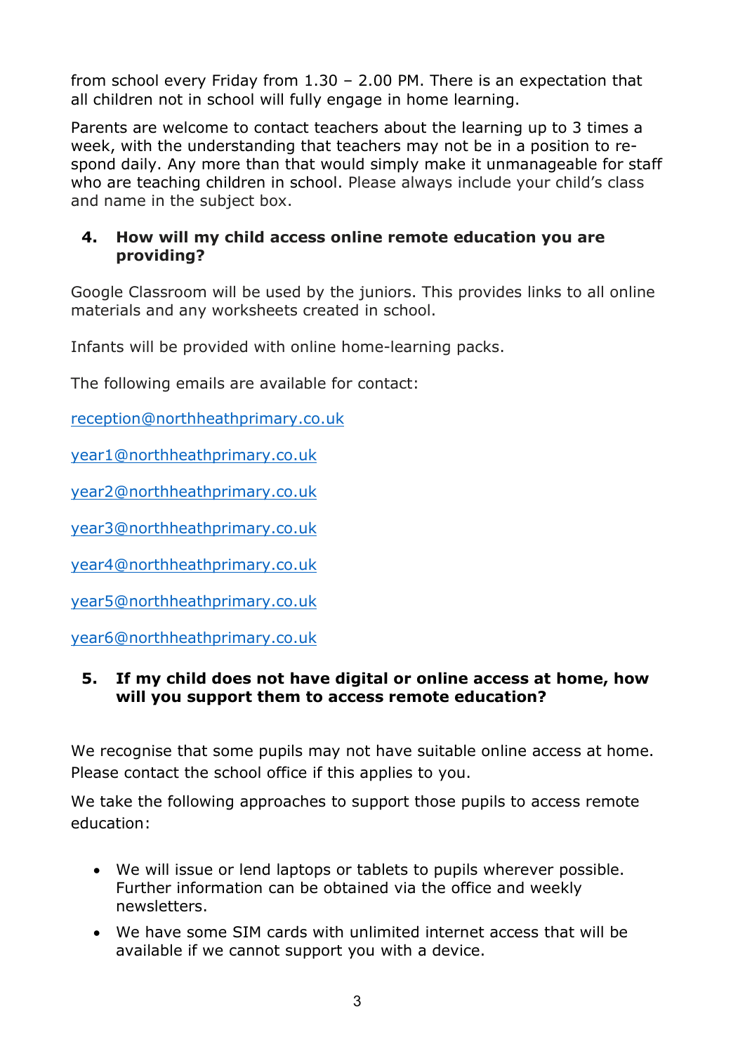from school every Friday from 1.30 – 2.00 PM. There is an expectation that all children not in school will fully engage in home learning.

Parents are welcome to contact teachers about the learning up to 3 times a week, with the understanding that teachers may not be in a position to respond daily. Any more than that would simply make it unmanageable for staff who are teaching children in school. Please always include your child's class and name in the subject box.

## 4. How will my child access online remote education you are providing?

Google Classroom will be used by the juniors. This provides links to all online materials and any worksheets created in school.

Infants will be provided with online home-learning packs.

The following emails are available for contact:

reception@northheathprimary.co.uk

year1@northheathprimary.co.uk

year2@northheathprimary.co.uk

year3@northheathprimary.co.uk

year4@northheathprimary.co.uk

year5@northheathprimary.co.uk

year6@northheathprimary.co.uk

## 5. If my child does not have digital or online access at home, how will you support them to access remote education?

We recognise that some pupils may not have suitable online access at home. Please contact the school office if this applies to you.

We take the following approaches to support those pupils to access remote education:

- We will issue or lend laptops or tablets to pupils wherever possible. Further information can be obtained via the office and weekly newsletters.
- We have some SIM cards with unlimited internet access that will be available if we cannot support you with a device.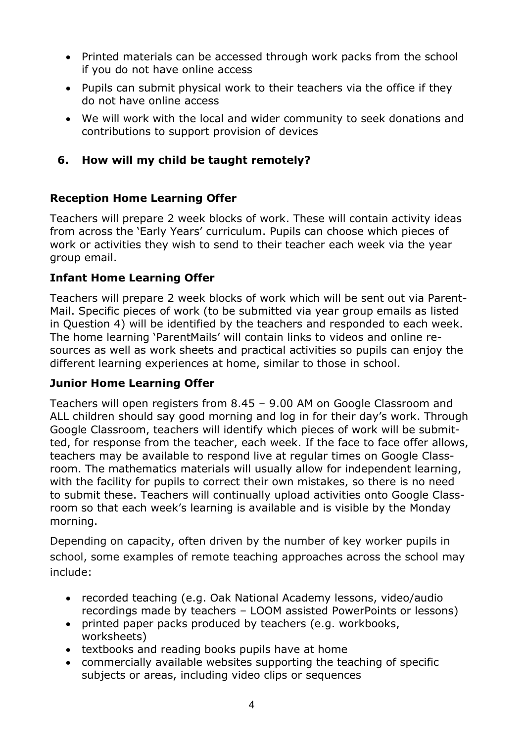- Printed materials can be accessed through work packs from the school if you do not have online access
- Pupils can submit physical work to their teachers via the office if they do not have online access
- We will work with the local and wider community to seek donations and contributions to support provision of devices

## 6. How will my child be taught remotely?

### Reception Home Learning Offer

Teachers will prepare 2 week blocks of work. These will contain activity ideas from across the 'Early Years' curriculum. Pupils can choose which pieces of work or activities they wish to send to their teacher each week via the year group email.

### Infant Home Learning Offer

Teachers will prepare 2 week blocks of work which will be sent out via ParentMail. Specific pieces of work (to be submitted via year group emails as listed in Question 4) will be identified by the teachers and responded to each week. The home learning 'ParentMails' will contain links to videos and online resources as well as work sheets and practical activities so pupils can enjoy the different learning experiences at home, similar to those in school.

### Junior Home Learning Offer

Teachers will open registers from 8.45 – 9.00 AM on Google Classroom and ALL children should say good morning and log in for their day's work. Through Google Classroom, teachers will identify which pieces of work will be submitted, for response from the teacher, each week. If the face to face offer allows, teachers may be available to respond live at regular times on Google Classroom. The mathematics materials will usually allow for independent learning, with the facility for pupils to correct their own mistakes, so there is no need to submit these. Teachers will continually upload activities onto Google Classroom so that each week's learning is available and is visible by the Monday morning.

Depending on capacity, often driven by the number of key worker pupils in school, some examples of remote teaching approaches across the school may include:

- recorded teaching (e.g. Oak National Academy lessons, video/audio recordings made by teachers – LOOM assisted PowerPoints or lessons)
- printed paper packs produced by teachers (e.g. workbooks, worksheets)
- textbooks and reading books pupils have at home
- commercially available websites supporting the teaching of specific subjects or areas, including video clips or sequences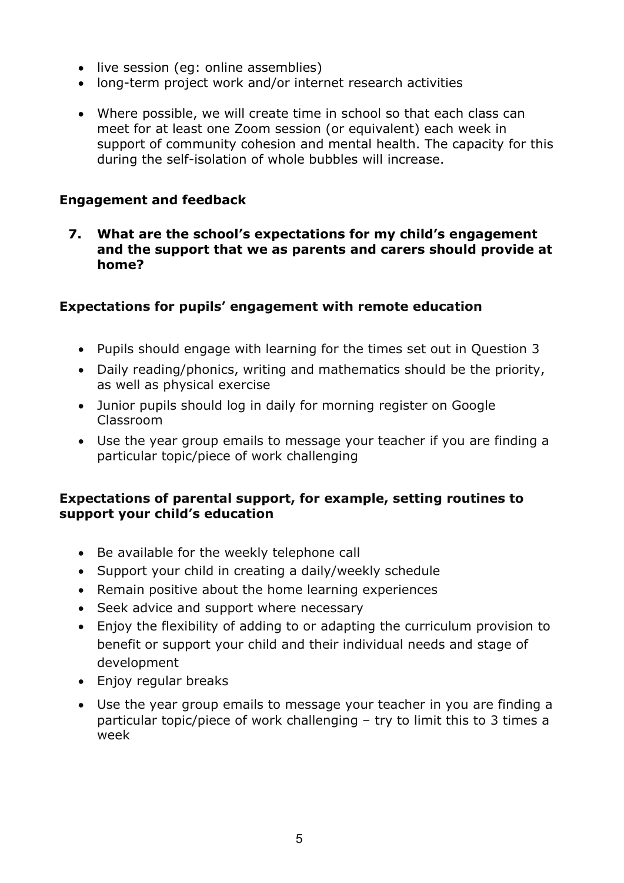- live session (eg: online assemblies)
- long-term project work and/or internet research activities

- Where possible, we will create time in school so that each class can meet for at least one Zoom session (or equivalent) each week in support of community cohesion and mental health. The capacity for this during the self-isolation of whole bubbles will increase.

## Engagement and feedback

**7. What are the school's expectations for my child's engagement and the support that we as parents and carers should provide at home?**

### Expectations for pupils' engagement with remote education

- Pupils should engage with learning for the times set out in Question 3
- Daily reading/phonics, writing and mathematics should be the priority, as well as physical exercise
- Junior pupils should log in daily for morning register on Google Classroom
- Use the year group emails to message your teacher if you are finding a particular topic/piece of work challenging

### Expectations of parental support, for example, setting routines to support your child's education

- Be available for the weekly telephone call
- Support your child in creating a daily/weekly schedule
- Remain positive about the home learning experiences
- Seek advice and support where necessary
- Enjoy the flexibility of adding to or adapting the curriculum provision to benefit or support your child and their individual needs and stage of development
- Enjoy regular breaks
- Use the year group emails to message your teacher in you are finding a particular topic/piece of work challenging – try to limit this to 3 times a week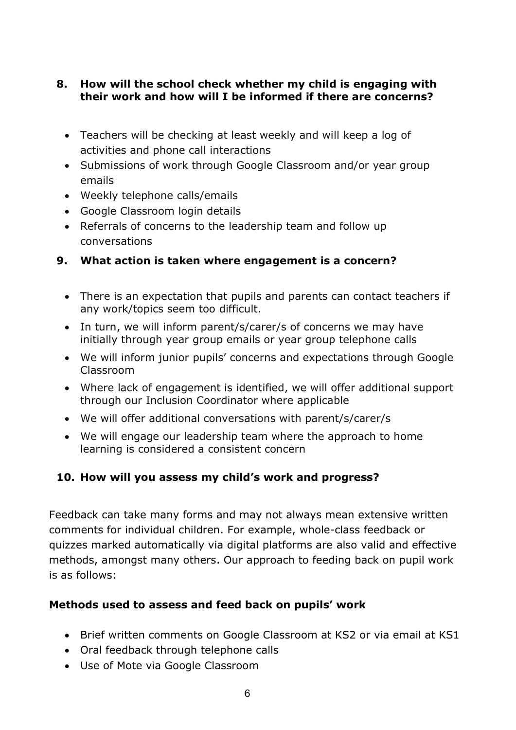## 8. How will the school check whether my child is engaging with their work and how will I be informed if there are concerns?

- Teachers will be checking at least weekly and will keep a log of activities and phone call interactions
- Submissions of work through Google Classroom and/or year group emails
- Weekly telephone calls/emails
- Google Classroom login details
- Referrals of concerns to the leadership team and follow up conversations

## 9. What action is taken where engagement is a concern?

- There is an expectation that pupils and parents can contact teachers if any work/topics seem too difficult.
- In turn, we will inform parent/s/carer/s of concerns we may have initially through year group emails or year group telephone calls
- We will inform junior pupils' concerns and expectations through Google Classroom
- Where lack of engagement is identified, we will offer additional support through our Inclusion Coordinator where applicable
- We will offer additional conversations with parent/s/carer/s
- We will engage our leadership team where the approach to home learning is considered a consistent concern

## 10. How will you assess my child's work and progress?

Feedback can take many forms and may not always mean extensive written comments for individual children. For example, whole-class feedback or quizzes marked automatically via digital platforms are also valid and effective methods, amongst many others. Our approach to feeding back on pupil work is as follows:

### Methods used to assess and feed back on pupils' work

- Brief written comments on Google Classroom at KS2 or via email at KS1
- Oral feedback through telephone calls
- Use of Mote via Google Classroom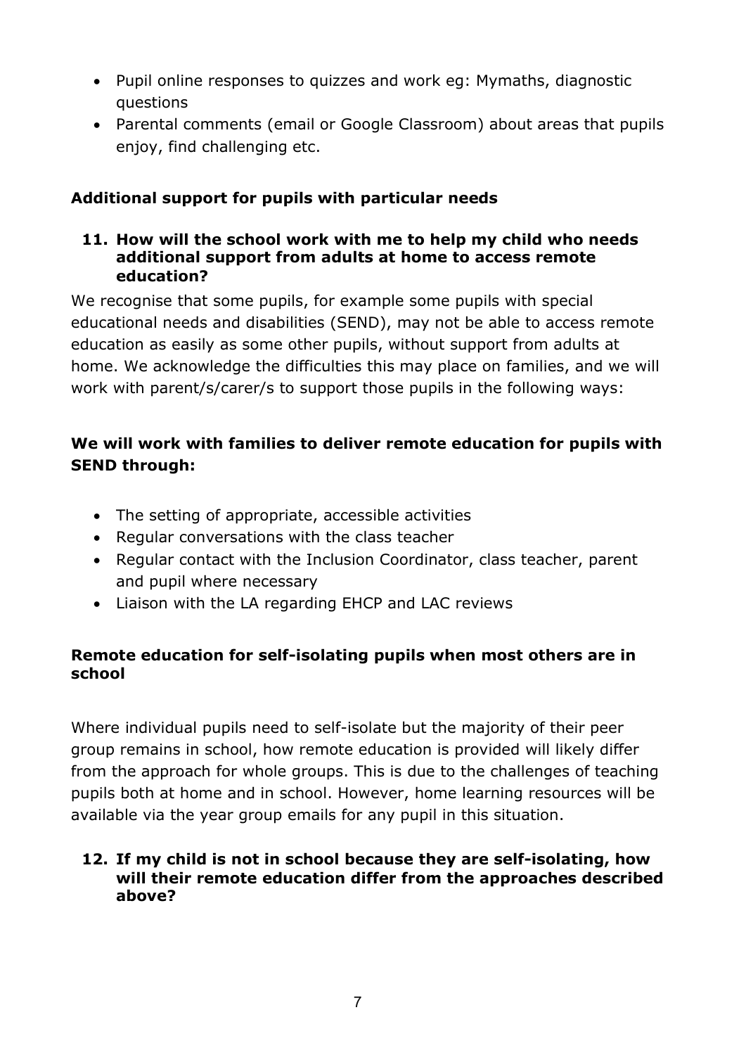- Pupil online responses to quizzes and work eg: Mymaths, diagnostic questions
- Parental comments (email or Google Classroom) about areas that pupils enjoy, find challenging etc.

## Additional support for pupils with particular needs

### 11. How will the school work with me to help my child who needs additional support from adults at home to access remote education?

We recognise that some pupils, for example some pupils with special educational needs and disabilities (SEND), may not be able to access remote education as easily as some other pupils, without support from adults at home. We acknowledge the difficulties this may place on families, and we will work with parent/s/carer/s to support those pupils in the following ways:

**We will work with families to deliver remote education for pupils with SEND through:**

- The setting of appropriate, accessible activities
- Regular conversations with the class teacher
- Regular contact with the Inclusion Coordinator, class teacher, parent and pupil where necessary
- Liaison with the LA regarding EHCP and LAC reviews

## Remote education for self-isolating pupils when most others are in school

Where individual pupils need to self-isolate but the majority of their peer group remains in school, how remote education is provided will likely differ from the approach for whole groups. This is due to the challenges of teaching pupils both at home and in school. However, home learning resources will be available via the year group emails for any pupil in this situation.

### 12. If my child is not in school because they are self-isolating, how will their remote education differ from the approaches described above?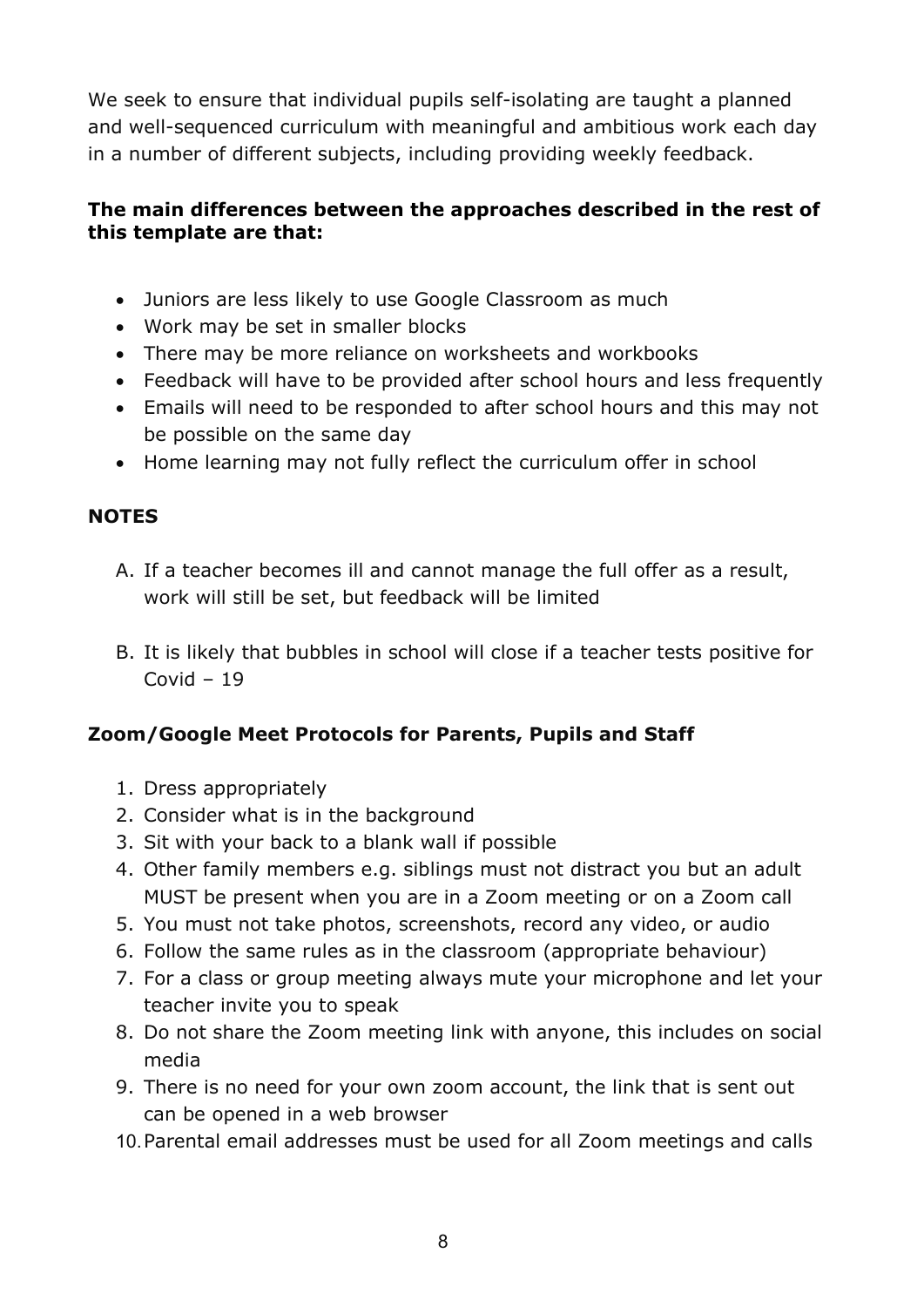We seek to ensure that individual pupils self-isolating are taught a planned and well-sequenced curriculum with meaningful and ambitious work each day in a number of different subjects, including providing weekly feedback.

**The main differences between the approaches described in the rest of this template are that:**

- Juniors are less likely to use Google Classroom as much
- Work may be set in smaller blocks
- There may be more reliance on worksheets and workbooks
- Feedback will have to be provided after school hours and less frequently
- Emails will need to be responded to after school hours and this may not be possible on the same day
- Home learning may not fully reflect the curriculum offer in school

**NOTES**

A. If a teacher becomes ill and cannot manage the full offer as a result, work will still be set, but feedback will be limited

B. It is likely that bubbles in school will close if a teacher tests positive for Covid – 19

**Zoom/Google Meet Protocols for Parents, Pupils and Staff**

1. Dress appropriately
2. Consider what is in the background
3. Sit with your back to a blank wall if possible
4. Other family members e.g. siblings must not distract you but an adult MUST be present when you are in a Zoom meeting or on a Zoom call
5. You must not take photos, screenshots, record any video, or audio
6. Follow the same rules as in the classroom (appropriate behaviour)
7. For a class or group meeting always mute your microphone and let your teacher invite you to speak
8. Do not share the Zoom meeting link with anyone, this includes on social media
9. There is no need for your own zoom account, the link that is sent out can be opened in a web browser
10. Parental email addresses must be used for all Zoom meetings and calls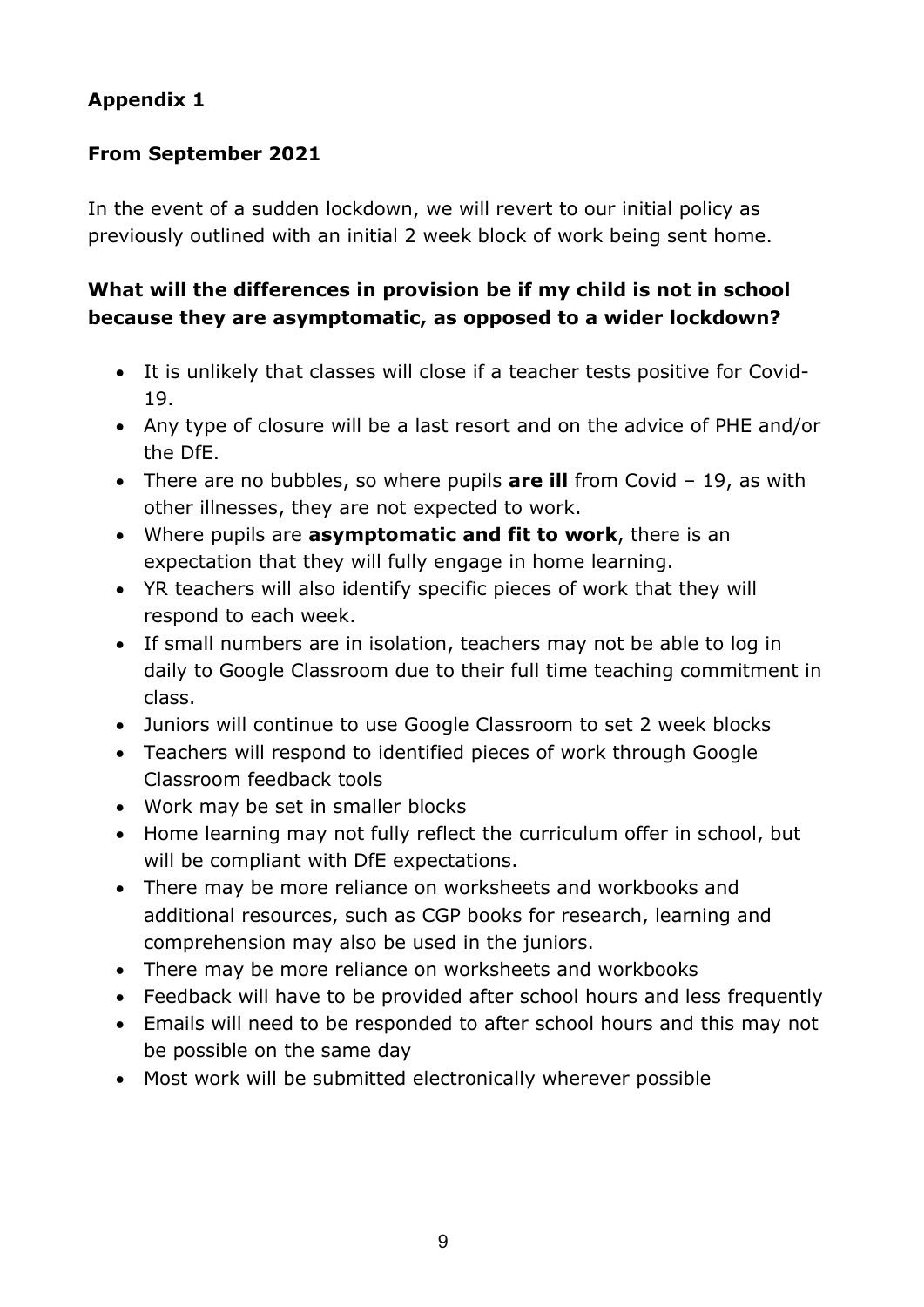**Appendix 1**

**From September 2021**

In the event of a sudden lockdown, we will revert to our initial policy as previously outlined with an initial 2 week block of work being sent home.

**What will the differences in provision be if my child is not in school because they are asymptomatic, as opposed to a wider lockdown?**

- It is unlikely that classes will close if a teacher tests positive for Covid-19.
- Any type of closure will be a last resort and on the advice of PHE and/or the DfE.
- There are no bubbles, so where pupils **are ill** from Covid – 19, as with other illnesses, they are not expected to work.
- Where pupils are **asymptomatic and fit to work**, there is an expectation that they will fully engage in home learning.
- YR teachers will also identify specific pieces of work that they will respond to each week.
- If small numbers are in isolation, teachers may not be able to log in daily to Google Classroom due to their full time teaching commitment in class.
- Juniors will continue to use Google Classroom to set 2 week blocks
- Teachers will respond to identified pieces of work through Google Classroom feedback tools
- Work may be set in smaller blocks
- Home learning may not fully reflect the curriculum offer in school, but will be compliant with DfE expectations.
- There may be more reliance on worksheets and workbooks and additional resources, such as CGP books for research, learning and comprehension may also be used in the juniors.
- There may be more reliance on worksheets and workbooks
- Feedback will have to be provided after school hours and less frequently
- Emails will need to be responded to after school hours and this may not be possible on the same day
- Most work will be submitted electronically wherever possible